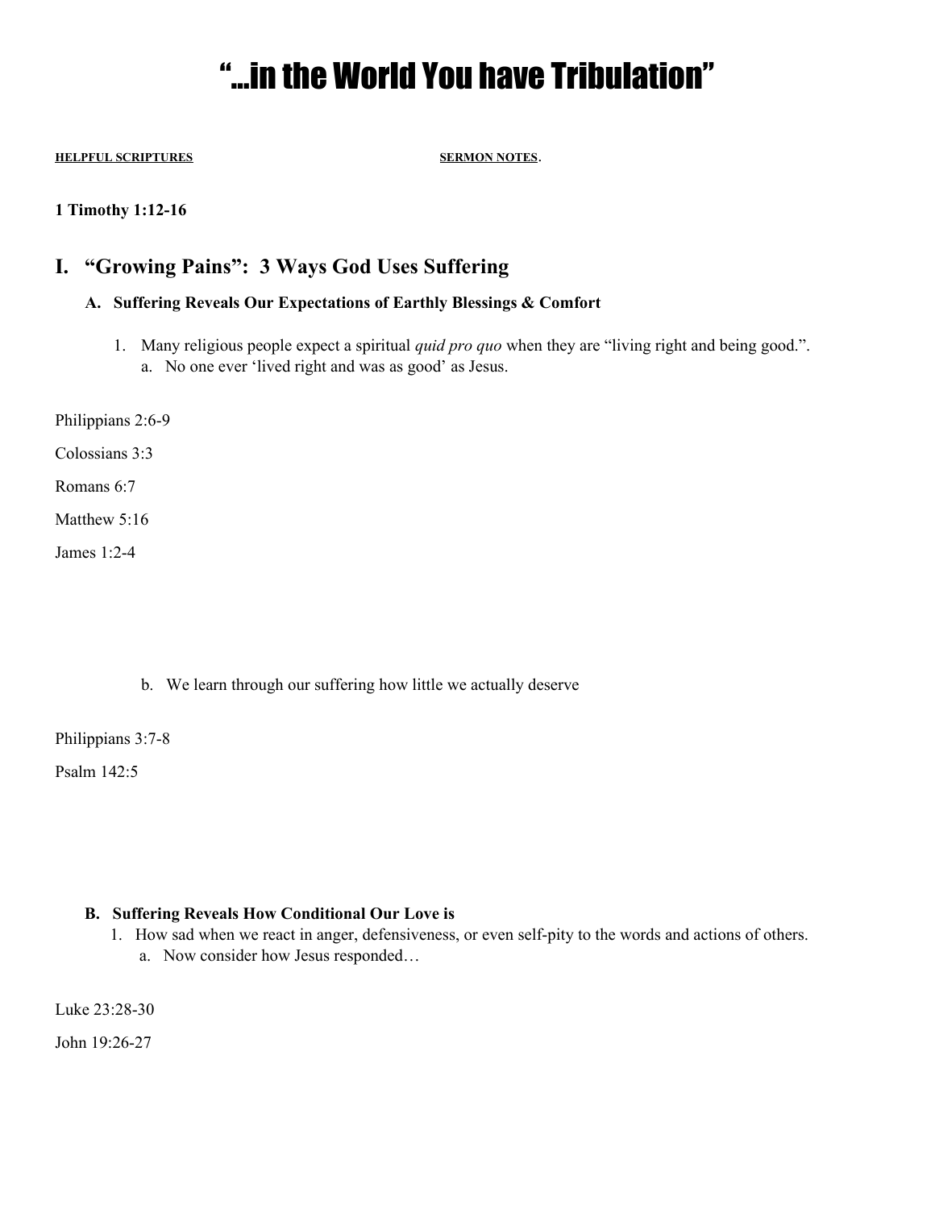# "…in the World You have Tribulation"

**HELPFUL SCRIPTURES** **SERMON NOTES**.

**1 Timothy 1:12-16**

## I. "Growing Pains": 3 Ways God Uses Suffering

### A. Suffering Reveals Our Expectations of Earthly Blessings & Comfort

1. Many religious people expect a spiritual *quid pro quo* when they are "living right and being good.".
   a. No one ever 'lived right and was as good' as Jesus.

Philippians 2:6-9

Colossians 3:3

Romans 6:7

Matthew 5:16

James 1:2-4

   b. We learn through our suffering how little we actually deserve

Philippians 3:7-8

Psalm 142:5

### B. Suffering Reveals How Conditional Our Love is

1. How sad when we react in anger, defensiveness, or even self-pity to the words and actions of others.
   a. Now consider how Jesus responded…

Luke 23:28-30

John 19:26-27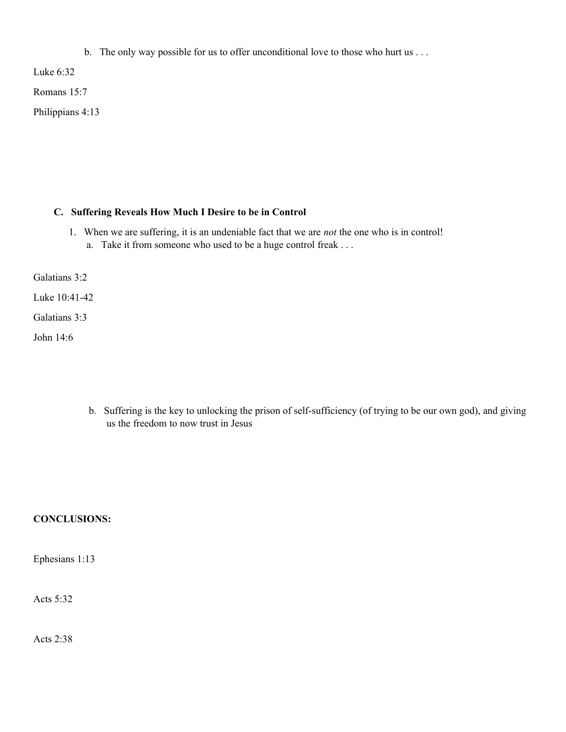b. The only way possible for us to offer unconditional love to those who hurt us . . .

Luke 6:32

Romans 15:7

Philippians 4:13

**C. Suffering Reveals How Much I Desire to be in Control**

1. When we are suffering, it is an undeniable fact that we are *not* the one who is in control!
   a. Take it from someone who used to be a huge control freak . . .

Galatians 3:2

Luke 10:41-42

Galatians 3:3

John 14:6

b. Suffering is the key to unlocking the prison of self-sufficiency (of trying to be our own god), and giving us the freedom to now trust in Jesus

**CONCLUSIONS:**

Ephesians 1:13

Acts 5:32

Acts 2:38